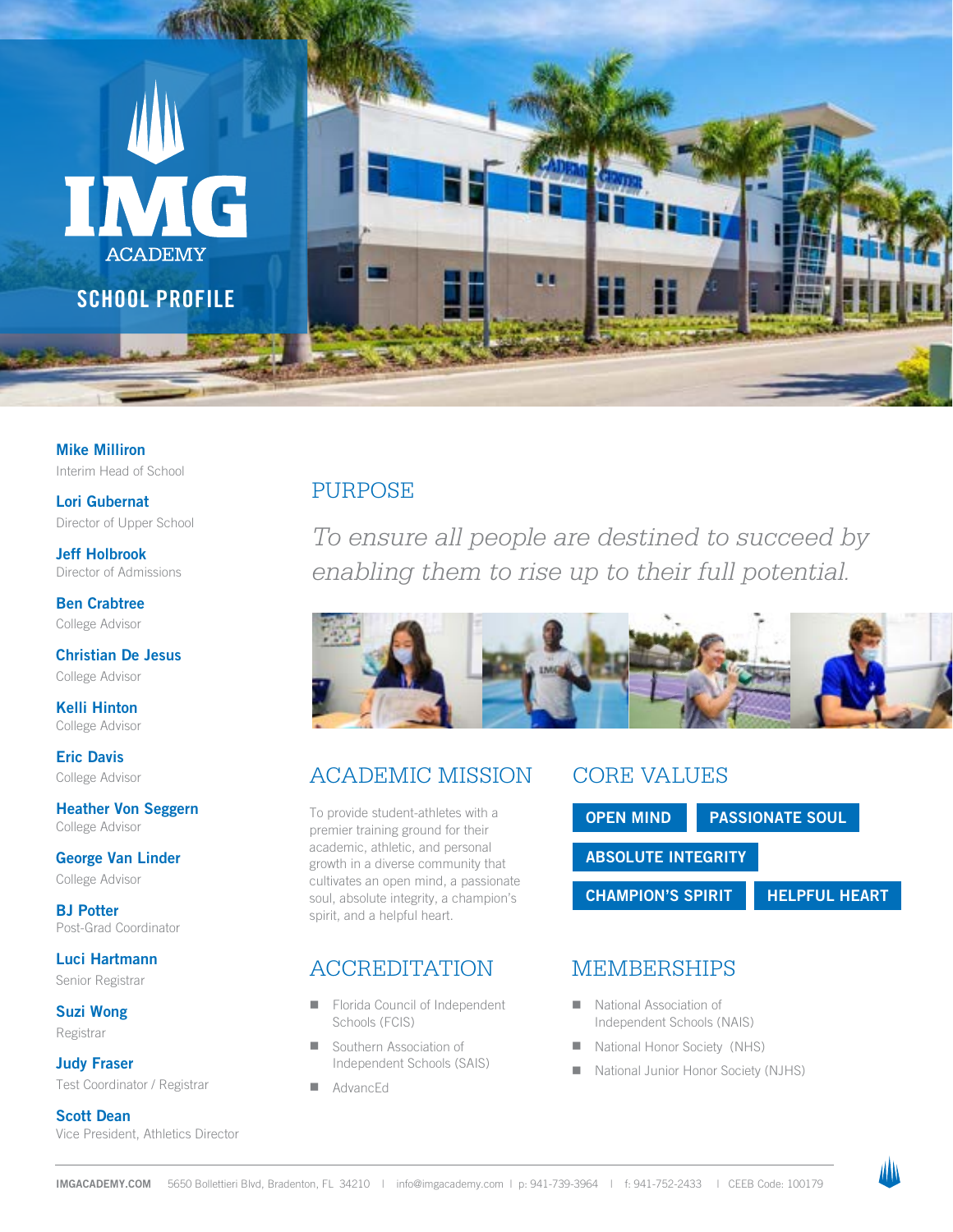# IMG ACADEMY

## SCHOOL PROFILE

**Mike Milliron**
Interim Head of School

**Lori Gubernat**
Director of Upper School

**Jeff Holbrook**
Director of Admissions

**Ben Crabtree**
College Advisor

**Christian De Jesus**
College Advisor

**Kelli Hinton**
College Advisor

**Eric Davis**
College Advisor

**Heather Von Seggern**
College Advisor

**George Van Linder**
College Advisor

**BJ Potter**
Post-Grad Coordinator

**Luci Hartmann**
Senior Registrar

**Suzi Wong**
Registrar

**Judy Fraser**
Test Coordinator / Registrar

**Scott Dean**
Vice President, Athletics Director

## PURPOSE

*To ensure all people are destined to succeed by enabling them to rise up to their full potential.*

## ACADEMIC MISSION

To provide student-athletes with a premier training ground for their academic, athletic, and personal growth in a diverse community that cultivates an open mind, a passionate soul, absolute integrity, a champion's spirit, and a helpful heart.

## CORE VALUES

- **OPEN MIND**
- **PASSIONATE SOUL**
- **ABSOLUTE INTEGRITY**
- **CHAMPION'S SPIRIT**
- **HELPFUL HEART**

## ACCREDITATION

- Florida Council of Independent Schools (FCIS)
- Southern Association of Independent Schools (SAIS)
- AdvancEd

## MEMBERSHIPS

- National Association of Independent Schools (NAIS)
- National Honor Society (NHS)
- National Junior Honor Society (NJHS)

**IMGACADEMY.COM** 5650 Bollettieri Blvd, Bradenton, FL 34210 | info@imgacademy.com | p: 941-739-3964 | f: 941-752-2433 | CEEB Code: 100179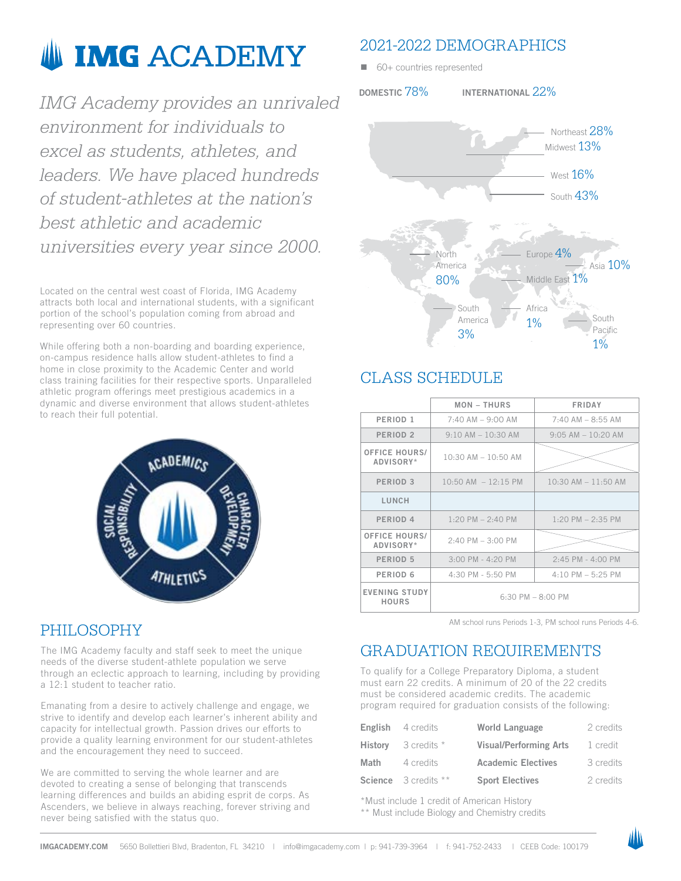# IMG ACADEMY

*IMG Academy provides an unrivaled environment for individuals to excel as students, athletes, and leaders. We have placed hundreds of student-athletes at the nation's best athletic and academic universities every year since 2000.*

Located on the central west coast of Florida, IMG Academy attracts both local and international students, with a significant portion of the school's population coming from abroad and representing over 60 countries.

While offering both a non-boarding and boarding experience, on-campus residence halls allow student-athletes to find a home in close proximity to the Academic Center and world class training facilities for their respective sports. Unparalleled athletic program offerings meet prestigious academics in a dynamic and diverse environment that allows student-athletes to reach their full potential.

ACADEMICS · CHARACTER DEVELOPMENT · ATHLETICS · SOCIAL RESPONSIBILITY

## PHILOSOPHY

The IMG Academy faculty and staff seek to meet the unique needs of the diverse student-athlete population we serve through an eclectic approach to learning, including by providing a 12:1 student to teacher ratio.

Emanating from a desire to actively challenge and engage, we strive to identify and develop each learner's inherent ability and capacity for intellectual growth. Passion drives our efforts to provide a quality learning environment for our student-athletes and the encouragement they need to succeed.

We are committed to serving the whole learner and are devoted to creating a sense of belonging that transcends learning differences and builds an abiding esprit de corps. As Ascenders, we believe in always reaching, forever striving and never being satisfied with the status quo.

## 2021-2022 DEMOGRAPHICS

- 60+ countries represented

**DOMESTIC** 78%  **INTERNATIONAL** 22%

- Northeast 28%
- Midwest 13%
- West 16%
- South 43%

- North America 80%
- Europe 4%
- Asia 10%
- Middle East 1%
- South America 3%
- Africa 1%
- South Pacific 1%

## CLASS SCHEDULE

| | MON – THURS | FRIDAY |
|---|---|---|
| PERIOD 1 | 7:40 AM – 9:00 AM | 7:40 AM – 8:55 AM |
| PERIOD 2 | 9:10 AM – 10:30 AM | 9:05 AM – 10:20 AM |
| OFFICE HOURS/ ADVISORY* | 10:30 AM – 10:50 AM | |
| PERIOD 3 | 10:50 AM – 12:15 PM | 10:30 AM – 11:50 AM |
| LUNCH | | |
| PERIOD 4 | 1:20 PM – 2:40 PM | 1:20 PM – 2:35 PM |
| OFFICE HOURS/ ADVISORY* | 2:40 PM – 3:00 PM | |
| PERIOD 5 | 3:00 PM - 4:20 PM | 2:45 PM - 4:00 PM |
| PERIOD 6 | 4:30 PM - 5:50 PM | 4:10 PM – 5:25 PM |
| EVENING STUDY HOURS | 6:30 PM – 8:00 PM | |

AM school runs Periods 1-3, PM school runs Periods 4-6.

## GRADUATION REQUIREMENTS

To qualify for a College Preparatory Diploma, a student must earn 22 credits. A minimum of 20 of the 22 credits must be considered academic credits. The academic program required for graduation consists of the following:

| | | | |
|---|---|---|---|
| **English** | 4 credits | **World Language** | 2 credits |
| **History** | 3 credits * | **Visual/Performing Arts** | 1 credit |
| **Math** | 4 credits | **Academic Electives** | 3 credits |
| **Science** | 3 credits ** | **Sport Electives** | 2 credits |

*Must include 1 credit of American History
** Must include Biology and Chemistry credits

**IMGACADEMY.COM** 5650 Bollettieri Blvd, Bradenton, FL 34210 | info@imgacademy.com | p: 941-739-3964 | f: 941-752-2433 | CEEB Code: 100179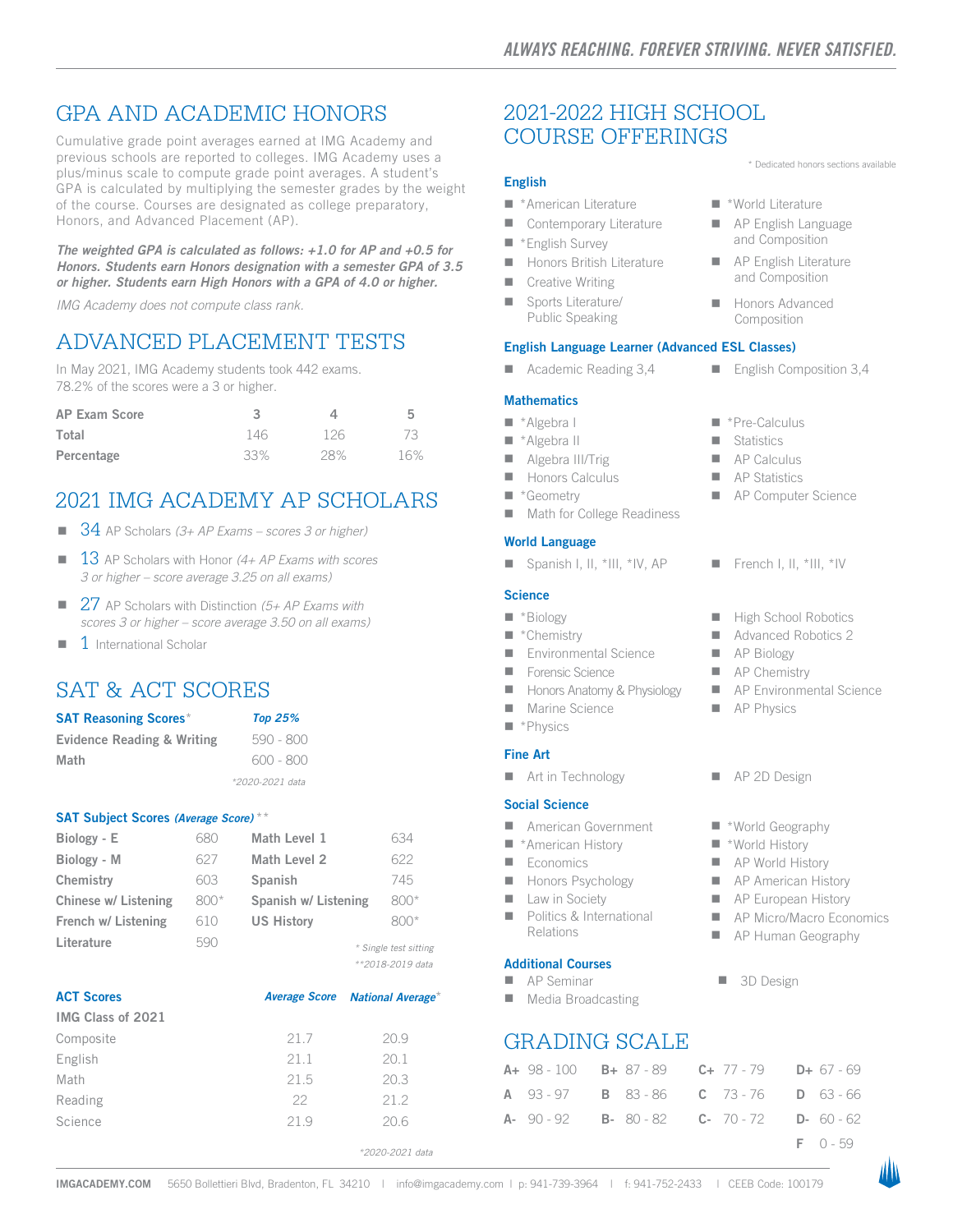## GPA AND ACADEMIC HONORS

Cumulative grade point averages earned at IMG Academy and previous schools are reported to colleges. IMG Academy uses a plus/minus scale to compute grade point averages. A student's GPA is calculated by multiplying the semester grades by the weight of the course. Courses are designated as college preparatory, Honors, and Advanced Placement (AP).

***The weighted GPA is calculated as follows: +1.0 for AP and +0.5 for Honors. Students earn Honors designation with a semester GPA of 3.5 or higher. Students earn High Honors with a GPA of 4.0 or higher.***

*IMG Academy does not compute class rank.*

## ADVANCED PLACEMENT TESTS

In May 2021, IMG Academy students took 442 exams.
78.2% of the scores were a 3 or higher.

| AP Exam Score | 3 | 4 | 5 |
|---|---|---|---|
| Total | 146 | 126 | 73 |
| Percentage | 33% | 28% | 16% |

## 2021 IMG ACADEMY AP SCHOLARS

- 34 AP Scholars *(3+ AP Exams – scores 3 or higher)*
- 13 AP Scholars with Honor *(4+ AP Exams with scores 3 or higher – score average 3.25 on all exams)*
- 27 AP Scholars with Distinction *(5+ AP Exams with scores 3 or higher – score average 3.50 on all exams)*
- 1 International Scholar

## SAT & ACT SCORES

| SAT Reasoning Scores* | Top 25% |
|---|---|
| Evidence Reading & Writing | 590 - 800 |
| Math | 600 - 800 |

*2020-2021 data

**SAT Subject Scores *(Average Score)*** **

| Subject | Score | Subject | Score |
|---|---|---|---|
| Biology - E | 680 | Math Level 1 | 634 |
| Biology - M | 627 | Math Level 2 | 622 |
| Chemistry | 603 | Spanish | 745 |
| Chinese w/ Listening | 800* | Spanish w/ Listening | 800* |
| French w/ Listening | 610 | US History | 800* |
| Literature | 590 | | |

\* Single test sitting
**2018-2019 data

| ACT Scores | Average Score | National Average* |
|---|---|---|
| IMG Class of 2021 | | |
| Composite | 21.7 | 20.9 |
| English | 21.1 | 20.1 |
| Math | 21.5 | 20.3 |
| Reading | 22 | 21.2 |
| Science | 21.9 | 20.6 |

*2020-2021 data

## 2021-2022 HIGH SCHOOL COURSE OFFERINGS

\* Dedicated honors sections available

### English

- *American Literature
- Contemporary Literature
- *English Survey
- Honors British Literature
- Creative Writing
- Sports Literature/ Public Speaking
- *World Literature
- AP English Language and Composition
- AP English Literature and Composition
- Honors Advanced Composition

### English Language Learner (Advanced ESL Classes)

- Academic Reading 3,4
- English Composition 3,4

### Mathematics

- *Algebra I
- *Algebra II
- Algebra III/Trig
- Honors Calculus
- *Geometry
- Math for College Readiness
- *Pre-Calculus
- Statistics
- AP Calculus
- AP Statistics
- AP Computer Science

### World Language

- Spanish I, II, *III, *IV, AP
- French I, II, *III, *IV

### Science

- *Biology
- *Chemistry
- Environmental Science
- Forensic Science
- Honors Anatomy & Physiology
- Marine Science
- *Physics
- High School Robotics
- Advanced Robotics 2
- AP Biology
- AP Chemistry
- AP Environmental Science
- AP Physics

### Fine Art

- Art in Technology
- AP 2D Design

### Social Science

- American Government
- *American History
- Economics
- Honors Psychology
- Law in Society
- Politics & International Relations
- *World Geography
- *World History
- AP World History
- AP American History
- AP European History
- AP Micro/Macro Economics
- AP Human Geography

### Additional Courses

- AP Seminar
- Media Broadcasting
- 3D Design

## GRADING SCALE

| | | | |
|---|---|---|---|
| A+ 98 - 100 | B+ 87 - 89 | C+ 77 - 79 | D+ 67 - 69 |
| A 93 - 97 | B 83 - 86 | C 73 - 76 | D 63 - 66 |
| A- 90 - 92 | B- 80 - 82 | C- 70 - 72 | D- 60 - 62 |
| | | | F 0 - 59 |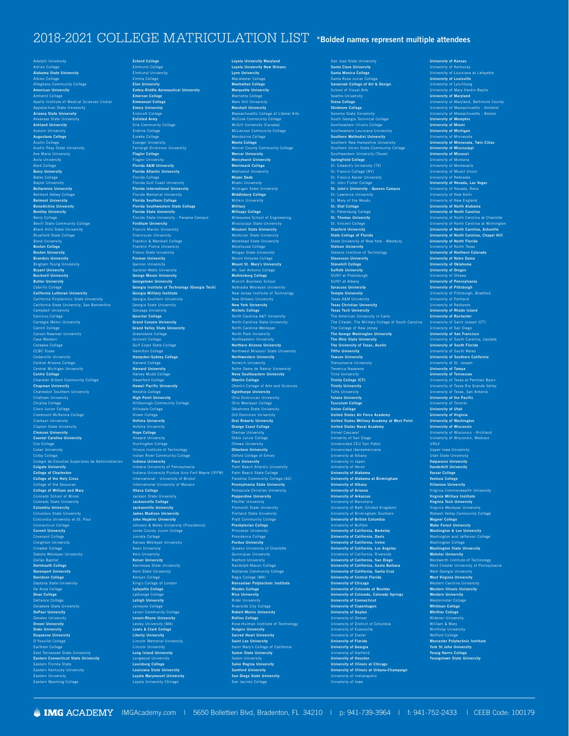# 2018-2021 COLLEGE MATRICULATION LIST **\*Bolded names represent multiple attendees**

Adelphi University
Adrian College
**Alabama State University**
Albion College
Alleghany Community College
**American University**
Amherst College
Apollo Institute of Medical Sciences (India)
Appalachian State University
**Arizona State University**
Arkansas State University
**Ashland University**
Auburn University
**Augustana College**
Austin College
Austin Peay State University
Ave Maria University
Avila University
Bard College
**Barry University**
Bates College
Baylor University
**Bellarmine University**
Belmont Abbey College
**Belmont University**
**Benedictine University**
**Bentley University**
Berry College
Bevill State Community College
Black Hills State University
Bluefield State College
Bond University
**Boston College**
**Boston University**
**Brandeis University**
Brigham Young University
**Bryant University**
**Bucknell University**
**Butler University**
Cabrillo College
**California Lutheran University**
California Polytechnic State University
California State University, San Bernardino
Campbell University
Canisius College
Carnegie Mellon University
Carroll College
Carson-Newman University
Case Western
Catawba College
CCBC Essex
Cedarville University
Central Arizona College
Central Michigan University
**Centre College**
Chandler Gilbert Community College
**Chapman University**
Charleston Southern University
Chatham University
Chipola College
Cisco Junior College
Claremont McKenna College
Clarkson University
Clayton State University
**Clemson University**
**Coastal Carolina University**
Coe College
Coker University
Colby College
Colegio de Estudios Superiores de Administracion
**Colgate University**
**College of Charleston**
**College of the Holy Cross**
College of the Sequoias
**College of William and Mary**
Colorado School of Mines
Colorado State University
**Columbia University**
Columbus State University
Concordia University at St. Paul
Connecticut College
**Cornell University**
Covenant College
Creighton University
Crowder College
Dakota Wesleyan University
Dallas Baptist
**Dartmouth College**
**Davenport University**
**Davidson College**
Daytona State University
De Anza College
**Dean College**
Defiance College
Delaware State University
**DePaul University**
Desales University
**Drexel University**
**Duke University**
**Duquesne University**
D'Youville College
Earlham College
East Tennessee State University
**Eastern Connecticut State University**
Eastern Florida State
Eastern Kentucky University
Eastern University
Eastern Wyoming College
**Eckerd College**
Elmhurst College
Elmhurst University
Elmira College
**Elon University**
**Embry-Riddle Aeronautical University**
**Emerson College**
**Emmanuel College**
**Emory University**
Endicott College
**Enlisted Army**
Erie Community College
Erskine College
Eureka College
Evangel University
Fairleigh Dickinson University
**Flagler College**
Flagler University
**Florida A&M University**
**Florida Atlantic University**
Florida College
Florida Gulf Coast University
**Florida International University**
Florida Memorial University
**Florida Southern College**
**Florida Southwestern State College**
**Florida State University**
Florida State University - Panama Campus
**Fordham University**
Francis Marion University
Franciscan University
Franklin & Marshall College
Franklin Pierce University
Fresno State University
**Furman University**
Gannon University
Gardner-Webb University
**George Mason University**
**Georgetown University**
**Georgia Institute of Technology (Georgia Tech)**
**Georgia Military Institute**
Georgia Southern University
Georgia State University
Gonzaga University
**Goucher College**
**Grand Canyon University**
**Grand Valley State University**
Greensboro College
Grinnell College
Gulf Coast State College
Hamilton College
**Hampden-Sydney College**
Harvard College
**Harvard University**
Harvey Mudd College
Haverford College
**Hawaii Pacific University**
Hendrix College
**High Point University**
Hillsborough Community College
Hillsdale College
Hiram College
**Hofstra University**
Hofstra University
**Hope College**
Howard University
Huntingdon College
Illinois Institute of Technology
Indian River Community College
**Indiana University**
Indiana University of Pennsylvania
Indiana University Purdue Univ Fort Wayne (IPFW)
International - University of Bristol
International University of Monaco
**Ithaca College**
Jackson State University
**Jacksonville College**
**Jacksonville University**
**James Madison University**
**John Hopkins University**
Johnson & Wales University (Providence)
Jones County Junior College
Juniata College
Kansas Wesleyan University
Kean University
Keio University
**Keiser University**
Kennesaw State University
Kent State University
Kenyon College
King's College of London
**Lafayette College**
LaGrange College
**Lehigh University**
Lemoyne College
Lenoir Community College
**Lenoir-Rhyne University**
Lesley University (MA)
**Lewis & Clark College**
**Liberty University**
Lincoln Memorial University
Lincoln University
**Long Island University**
Longwood University
**Louisburg College**
**Louisiana State University**
**Loyola Marymount University**
Loyola University Chicago
**Loyola University Maryland**
**Loyola University New Orleans**
**Lynn University**
Macalester College
**Manhattan College**
**Marquette University**
Marrietta College
Mars Hill University
**Marshall University**
Massachusetts College of Liberal Arts
McCook Community College
McGill University (Canada)
McLennan Community College
Mendocino College
**Menlo College**
Mercer County Community College
**Mercer University**
**Mercyhurst University**
**Merrimack College**
Methodist University
**Miami Dade**
Miami University
Michigan State University
**Middlebury College**
Milikin University
**Military**
**Millsaps College**
Milwaukee School of Engineering
Mississippi State University
**Missouri State University**
Montclair State University
Morehead State University
Morehouse College
Morgan State University
Mount Holyoke College
**Mount St. Mary's University**
Mt. San Antonio College
**Muhlenberg College**
Munich Business School
Nebraska Wesleyan University
New Jersey Institute of Technology
New Orleans University
**New York University**
**Nichols College**
North Carolina A&T University
North Carolina State University
North Carolina Wesleyan
North Park University
Northeastern University
**Northern Arizona University**
Northwest Missouri State University
**Northwestern University**
Norwich University
Notre Dame de Namur University
**Nova Southeastern University**
**Oberlin College**
Oberlin College of Arts and Sciences
**Oglethorpe University**
Ohio Dominican University
Ohio Wesleyan College
Oklahoma State University
Old Dominion University
**Oral Roberts University**
**Orange Coast College**
Otemae University
Otero Junior College
Ottawa University
**Otterbein University**
Oxford College of Emory
**Pace University**
Palm Beach Atlantic University
Palm Beach State College
Paradise Community College (AZ)
**Pennsylvania State University**
Pensacola Christian University
**Pepperdine University**
Pfeiffer University
Plymouth State University
Portland State University
Pratt Community College
**Presbyterian College**
Princeton University
Providence College
**Purdue University**
Queens University of Charlotte
Quinnipiac University
Radford University
Randolph-Macon College
Redlands Community College
Regis College (MA)
**Rensselaer Polytechnic Institute**
**Rhodes College**
**Rice University**
Rider University
Riverside City College
**Robert Morris University**
**Rollins College**
Rose-Hulman Institute of Technology
**Rutgers University**
**Sacred Heart University**
**Saint Leo University**
Saint Mary's College of California
**Salem State University**
Salem University
**Salve Regina University**
**Samford University**
**San Diego State University**
San Jacinto College
San Jose State University
**Santa Clara University**
**Santa Monica College**
Santa Rosa Junior College
**Savannah College of Art & Design**
School of Visual Arts
Seattle University
**Siena College**
**Skidmore College**
Sonoma State University
South Georgia Technical College
Southeastern Illinois College
Southeastern Louisiana University
**Southern Methodist University**
Southern New Hampshire University
Southern Union State Community College
Southwestern University (Texas)
**Springfield College**
St. Edward's University (TX)
St. Francis College (NY)
St. Francis Xavier University
St. John Fisher College
**St. John's University - Queens Campus**
St. Lawrence University
St. Mary of the Woods
**St. Olaf College**
St. Petersburg College
**St. Thomas University**
St. Vincent College
**Stanford University**
**State College of Florida**
State University of New York - Westbury
**Stetson University**
Stevens Institute of Technology
**Stevenson University**
**Stonehill College**
**Suffolk University**
SUNY at Plattsburgh
SUNY at Albany
**Syracuse University**
**Temple University**
Texas A&M University
**Texas Christian University**
**Texas Tech University**
The American University in Cairo
The Citadel, The Military College of South Carolina
The College of New Jersey
**The George Washington University**
**The Ohio State University**
**The University of Texas, Austin**
**Tiffin University**
**Towson University**
Transylvania University
Trevecca Nazarene
Trine University
**Trinity College (CT)**
**Trinity University**
Tufts University
**Tulane University**
**Tusculum College**
**Union College**
**United States Air Force Academy**
**United States Military Academy at West Point**
**United States Naval Academy**
Univel Cascavel
University of San Diego
Universidad CEU San Pablo
Universidad Iberoamericana
University at Albany
University in Japan
University of Akron
**University of Alabama**
**University of Alabama at Birmingham**
**University of Albany**
**University of Arizona**
**University of Arkansas**
University of Barcelona
University of Bath (United Kingdom)
University of Birmingham Southern
**University of British Columbia**
University of Buffalo
**University of California, Berkeley**
**University of California, Davis**
**University of California, Irvine**
**University of California, Los Angeles**
University of California, Riverside
**University of California, San Diego**
**University of California, Santa Barbara**
**University of California, Santa Cruz**
**University of Central Florida**
**University of Chicago**
**University of Colorado at Boulder**
**University of Colorado, Colorado Springs**
**University of Connecticut**
**University of Copenhagen**
**University of Dayton**
University of Denver
University of District of Columbia
University of Evansville
University of Exeter
**University of Florida**
**University of Georgia**
University of Hartford
**University of Houston**
**University of Illinois at Chicago**
**University of Illinois at Urbana-Champaign**
University of Indianapolis
University of Iowa
**University of Kansas**
University of Kentucky
University of Louisiana at Lafayette
**University of Louisville**
University of Lynchburg
University of Mary Hardin-Baylor
**University of Maryland**
University of Maryland, Baltimore County
University of Massachusetts - Amherst
University of Massachusetts - Boston
**University of Memphis**
**University of Miami**
**University of Michigan**
University of Minnesota
**University of Minnesota, Twin Cities**
**University of Mississippi**
**University of Missouri**
University of Montana
University of Montevallo
University of Mount Union
University of Nebraska
**University of Nevada, Las Vegas**
University of Nevada, Reno
University of New Delhi
University of New England
**University of North Alabama**
**University of North Carolina**
University of North Carolina at Charlotte
University of North Carolina at Wilmington
**University of North Carolina, Asheville**
**University of North Carolina, Chapel Hill**
**University of North Florida**
University of North Texas
**University of Northern Colorado**
**University of Notre Dame**
**University of Oklahoma**
**University of Oregon**
University of Ottawa
**University of Pennsylvania**
**University of Pittsburgh**
University of Pittsburgh, Bradford
University of Portland
University of Redlands
**University of Rhode Island**
**University of Rochester**
University of Saint Joseph (CT)
University of San Diego
**University of San Francisco**
University of South Carolina, Upstate
**University of South Florida**
University of South Wales
**University of Southern California**
University of St. Joseph
**University of Tampa**
**University of Tennessee**
University of Texas at Permian Basin
University of Texas Rio Grande Valley
University of Texas, San Antonio
**University of the Pacific**
University of Toronto
**University of Utah**
**University of Virginia**
**University of Washington**
**University of Wisconsin**
University of Wisconsin - Richland
University of Wisconsin, Madison
UNLV
Upper Iowa University
Utah State University
**Valparaiso University**
**Vanderbilt University**
**Vassar College**
**Ventura College**
**Villanova University**
Virginia Commonwealth University
**Virginia Military Institute**
**Virginia Tech University**
Virginia Wesleyan University
Wabash Valley Community College
**Wagner College**
**Wake Forest University**
**Washington & Lee University**
Washington and Jefferson College
Washington College
**Washington State University**
**Webster University**
Wentworth Institute of Technology
West Chester University of Pennsylvania
West Georgia University
**West Virginia University**
Western Carolina University
**Western Illinois University**
**Western University**
Westminster College
**Whitman College**
**Whittier College**
Widener University
William & Mary
Winthrop University
Wofford College
**Worcester Polytechnic Institute**
**York St John University**
**Young Harris College**
**Youngstown State University**

IMG ACADEMY | IMGAcademy.com | 5650 Bollettieri Blvd, Bradenton, FL 34210 | p: 941-739-3964 | f: 941-752-2433 | CEEB Code: 100179